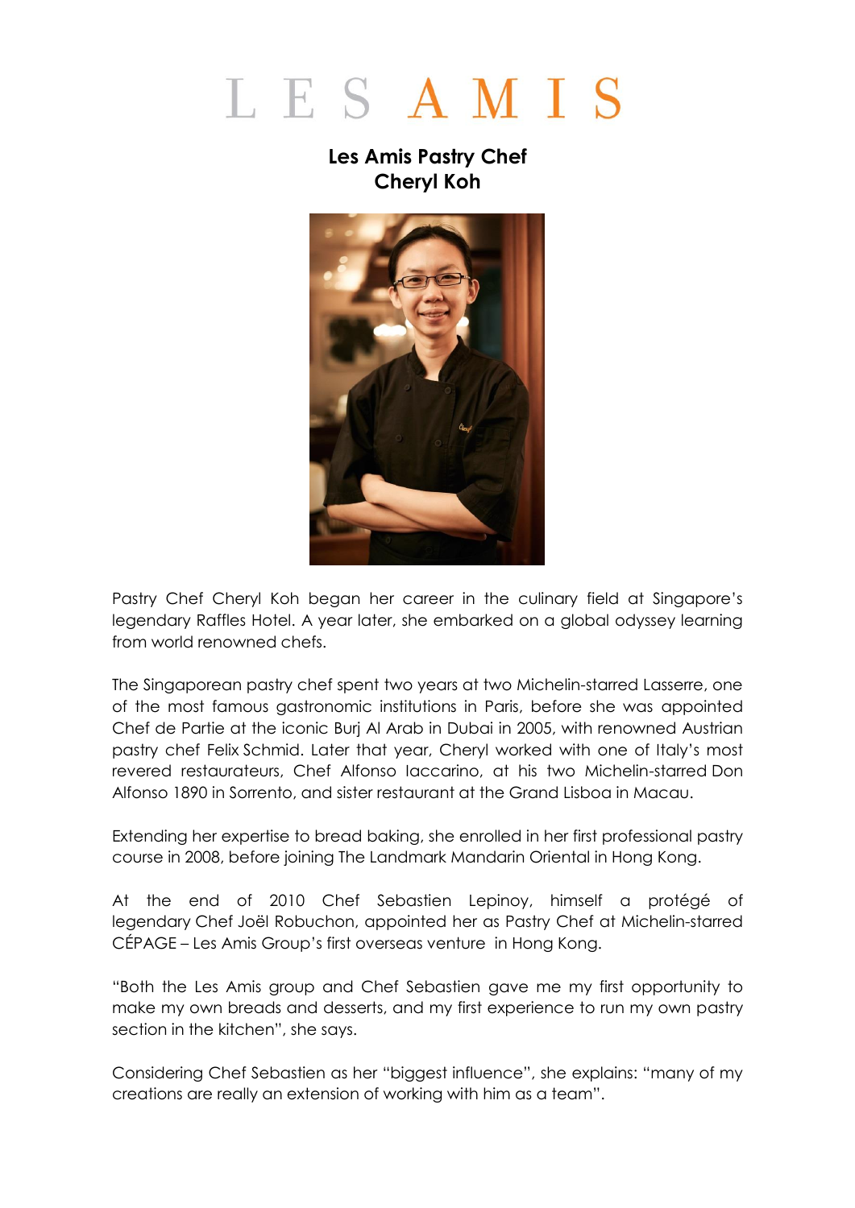# LES AMIS

## Les Amis Pastry Chef
## Cheryl Koh

Pastry Chef Cheryl Koh began her career in the culinary field at Singapore's legendary Raffles Hotel. A year later, she embarked on a global odyssey learning from world renowned chefs.

The Singaporean pastry chef spent two years at two Michelin-starred Lasserre, one of the most famous gastronomic institutions in Paris, before she was appointed Chef de Partie at the iconic Burj Al Arab in Dubai in 2005, with renowned Austrian pastry chef Felix Schmid. Later that year, Cheryl worked with one of Italy's most revered restaurateurs, Chef Alfonso Iaccarino, at his two Michelin-starred Don Alfonso 1890 in Sorrento, and sister restaurant at the Grand Lisboa in Macau.

Extending her expertise to bread baking, she enrolled in her first professional pastry course in 2008, before joining The Landmark Mandarin Oriental in Hong Kong.

At the end of 2010 Chef Sebastien Lepinoy, himself a protégé of legendary Chef Joël Robuchon, appointed her as Pastry Chef at Michelin-starred CÉPAGE – Les Amis Group's first overseas venture in Hong Kong.

"Both the Les Amis group and Chef Sebastien gave me my first opportunity to make my own breads and desserts, and my first experience to run my own pastry section in the kitchen", she says.

Considering Chef Sebastien as her "biggest influence", she explains: "many of my creations are really an extension of working with him as a team".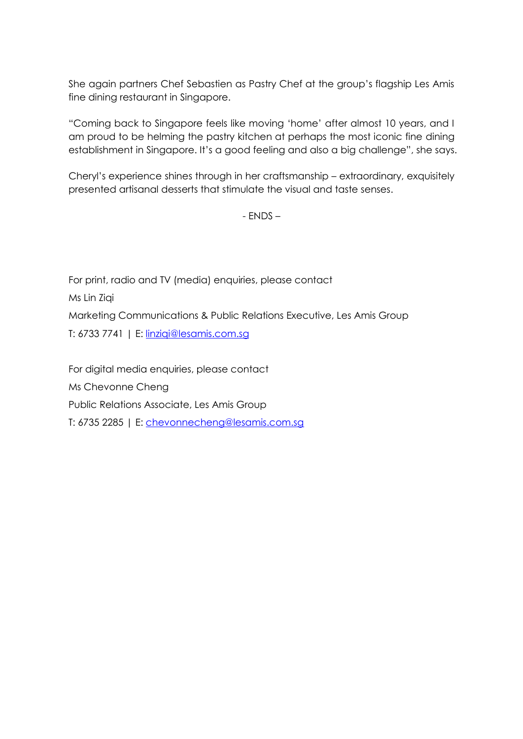She again partners Chef Sebastien as Pastry Chef at the group's flagship Les Amis fine dining restaurant in Singapore.

"Coming back to Singapore feels like moving 'home' after almost 10 years, and I am proud to be helming the pastry kitchen at perhaps the most iconic fine dining establishment in Singapore. It's a good feeling and also a big challenge", she says.

Cheryl's experience shines through in her craftsmanship – extraordinary, exquisitely presented artisanal desserts that stimulate the visual and taste senses.

- ENDS –

For print, radio and TV (media) enquiries, please contact

Ms Lin Ziqi

Marketing Communications & Public Relations Executive, Les Amis Group

T: 6733 7741 | E: linziqi@lesamis.com.sg

For digital media enquiries, please contact

Ms Chevonne Cheng

Public Relations Associate, Les Amis Group

T: 6735 2285 | E: chevonnecheng@lesamis.com.sg